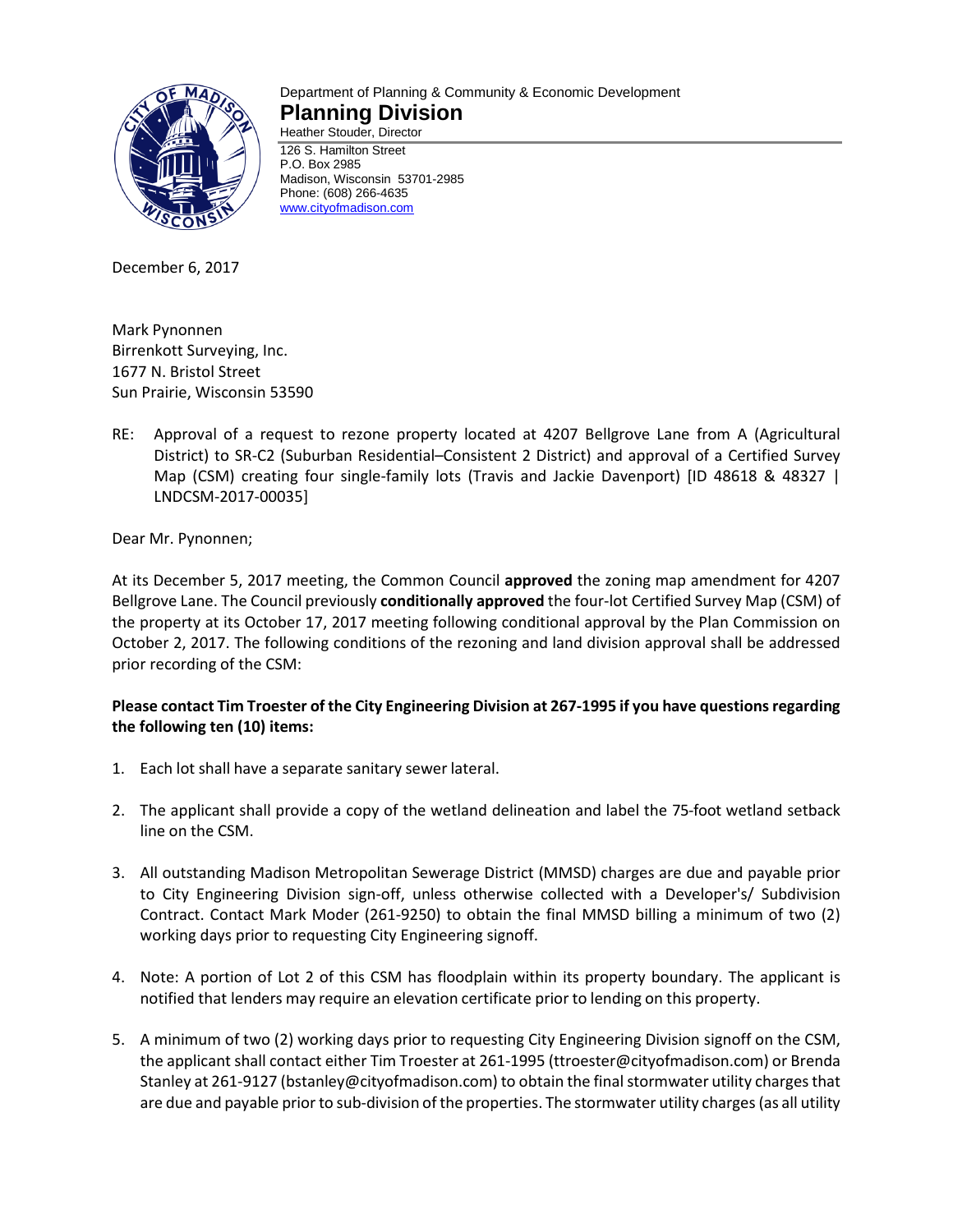Department of Planning & Community & Economic Development

**Planning Division**

Heather Stouder, Director

126 S. Hamilton Street
P.O. Box 2985
Madison, Wisconsin 53701-2985
Phone: (608) 266-4635
www.cityofmadison.com

December 6, 2017

Mark Pynonnen
Birrenkott Surveying, Inc.
1677 N. Bristol Street
Sun Prairie, Wisconsin 53590

RE: Approval of a request to rezone property located at 4207 Bellgrove Lane from A (Agricultural District) to SR-C2 (Suburban Residential–Consistent 2 District) and approval of a Certified Survey Map (CSM) creating four single-family lots (Travis and Jackie Davenport) [ID 48618 & 48327 | LNDCSM-2017-00035]

Dear Mr. Pynonnen;

At its December 5, 2017 meeting, the Common Council **approved** the zoning map amendment for 4207 Bellgrove Lane. The Council previously **conditionally approved** the four-lot Certified Survey Map (CSM) of the property at its October 17, 2017 meeting following conditional approval by the Plan Commission on October 2, 2017. The following conditions of the rezoning and land division approval shall be addressed prior recording of the CSM:

**Please contact Tim Troester of the City Engineering Division at 267-1995 if you have questions regarding the following ten (10) items:**

1. Each lot shall have a separate sanitary sewer lateral.

2. The applicant shall provide a copy of the wetland delineation and label the 75-foot wetland setback line on the CSM.

3. All outstanding Madison Metropolitan Sewerage District (MMSD) charges are due and payable prior to City Engineering Division sign-off, unless otherwise collected with a Developer's/ Subdivision Contract. Contact Mark Moder (261-9250) to obtain the final MMSD billing a minimum of two (2) working days prior to requesting City Engineering signoff.

4. Note: A portion of Lot 2 of this CSM has floodplain within its property boundary. The applicant is notified that lenders may require an elevation certificate prior to lending on this property.

5. A minimum of two (2) working days prior to requesting City Engineering Division signoff on the CSM, the applicant shall contact either Tim Troester at 261-1995 (ttroester@cityofmadison.com) or Brenda Stanley at 261-9127 (bstanley@cityofmadison.com) to obtain the final stormwater utility charges that are due and payable prior to sub-division of the properties. The stormwater utility charges (as all utility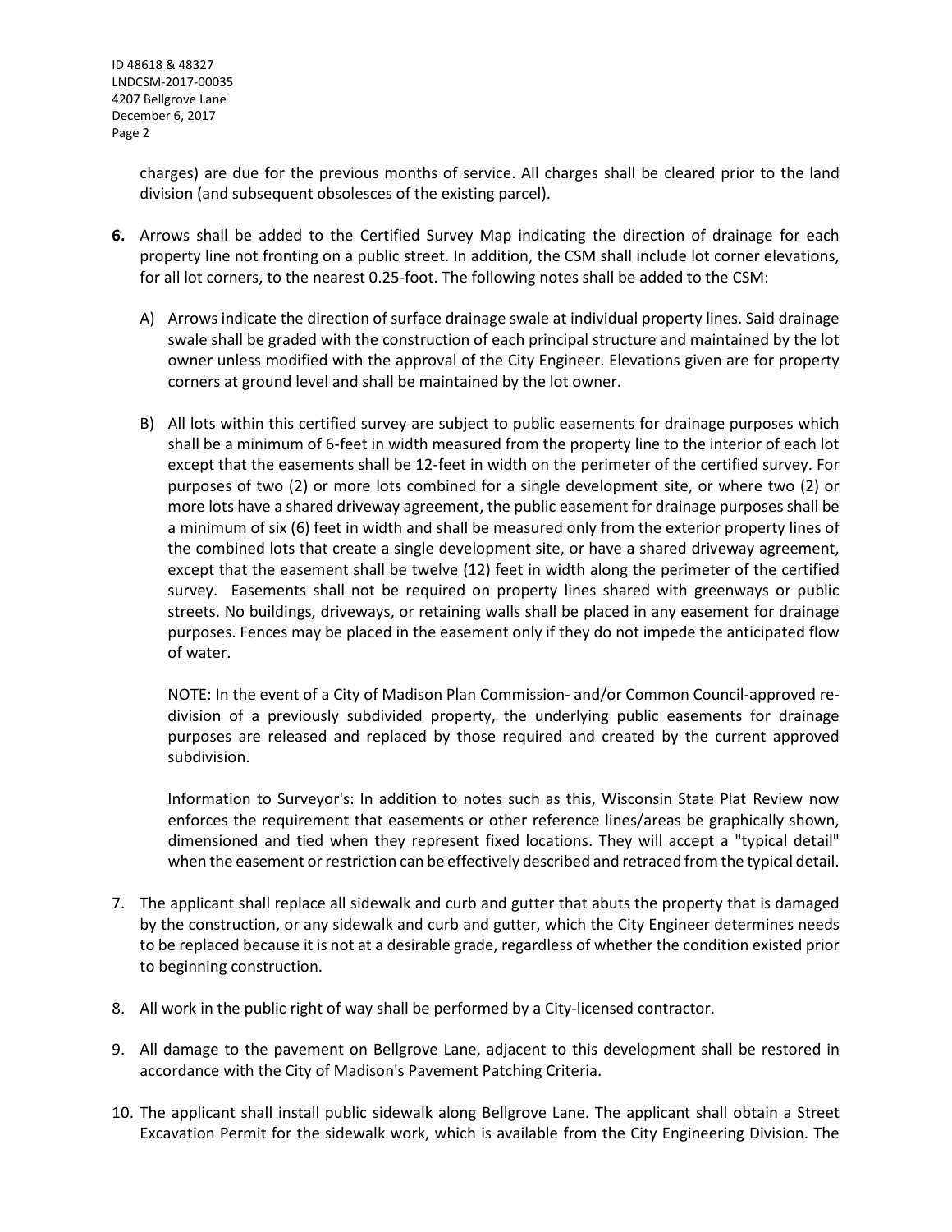charges) are due for the previous months of service. All charges shall be cleared prior to the land division (and subsequent obsolesces of the existing parcel).

**6.** Arrows shall be added to the Certified Survey Map indicating the direction of drainage for each property line not fronting on a public street. In addition, the CSM shall include lot corner elevations, for all lot corners, to the nearest 0.25-foot. The following notes shall be added to the CSM:

   A) Arrows indicate the direction of surface drainage swale at individual property lines. Said drainage swale shall be graded with the construction of each principal structure and maintained by the lot owner unless modified with the approval of the City Engineer. Elevations given are for property corners at ground level and shall be maintained by the lot owner.

   B) All lots within this certified survey are subject to public easements for drainage purposes which shall be a minimum of 6-feet in width measured from the property line to the interior of each lot except that the easements shall be 12-feet in width on the perimeter of the certified survey. For purposes of two (2) or more lots combined for a single development site, or where two (2) or more lots have a shared driveway agreement, the public easement for drainage purposes shall be a minimum of six (6) feet in width and shall be measured only from the exterior property lines of the combined lots that create a single development site, or have a shared driveway agreement, except that the easement shall be twelve (12) feet in width along the perimeter of the certified survey. Easements shall not be required on property lines shared with greenways or public streets. No buildings, driveways, or retaining walls shall be placed in any easement for drainage purposes. Fences may be placed in the easement only if they do not impede the anticipated flow of water.

   NOTE: In the event of a City of Madison Plan Commission- and/or Common Council-approved re-division of a previously subdivided property, the underlying public easements for drainage purposes are released and replaced by those required and created by the current approved subdivision.

   Information to Surveyor's: In addition to notes such as this, Wisconsin State Plat Review now enforces the requirement that easements or other reference lines/areas be graphically shown, dimensioned and tied when they represent fixed locations. They will accept a "typical detail" when the easement or restriction can be effectively described and retraced from the typical detail.

7. The applicant shall replace all sidewalk and curb and gutter that abuts the property that is damaged by the construction, or any sidewalk and curb and gutter, which the City Engineer determines needs to be replaced because it is not at a desirable grade, regardless of whether the condition existed prior to beginning construction.

8. All work in the public right of way shall be performed by a City-licensed contractor.

9. All damage to the pavement on Bellgrove Lane, adjacent to this development shall be restored in accordance with the City of Madison's Pavement Patching Criteria.

10. The applicant shall install public sidewalk along Bellgrove Lane. The applicant shall obtain a Street Excavation Permit for the sidewalk work, which is available from the City Engineering Division. The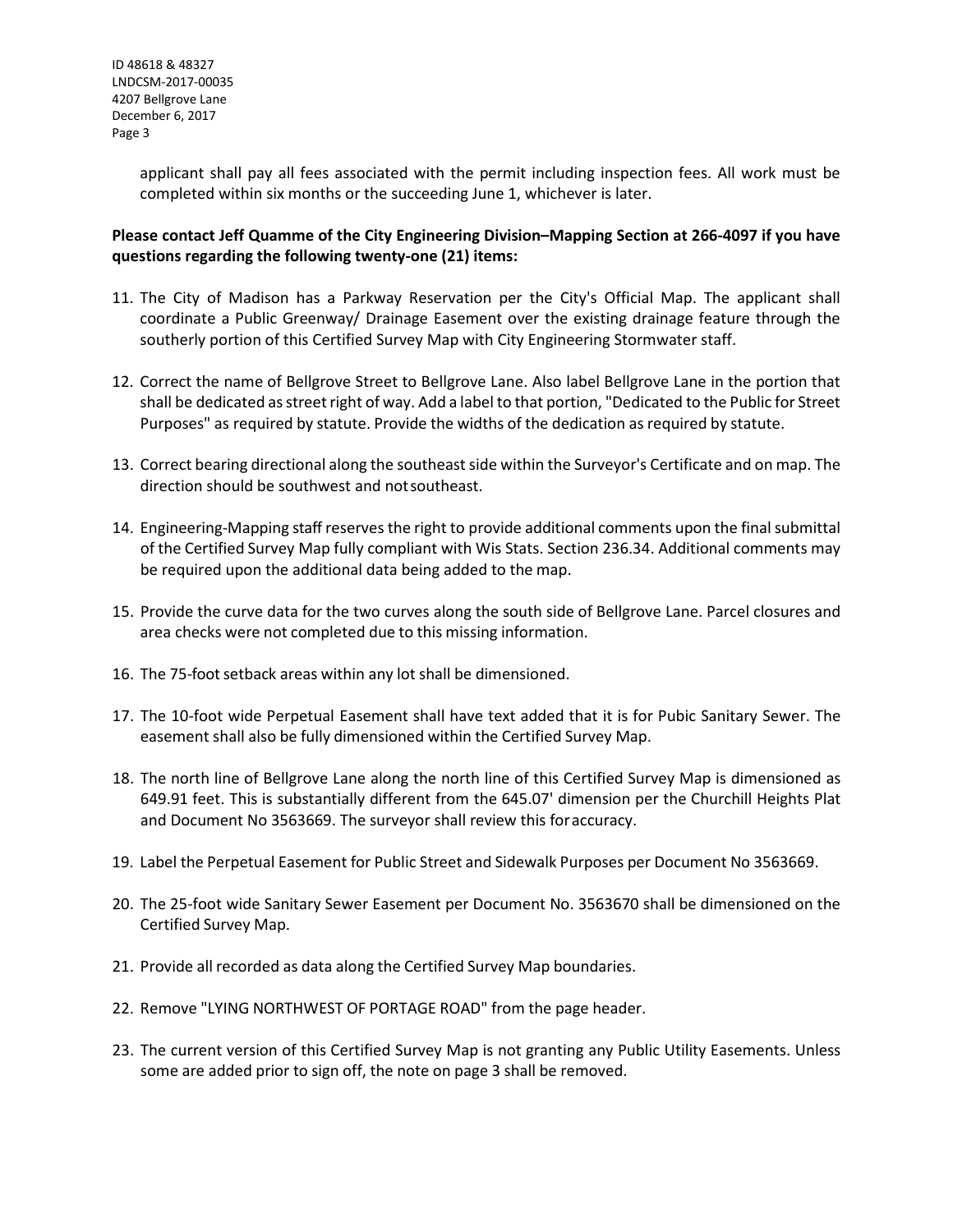applicant shall pay all fees associated with the permit including inspection fees. All work must be completed within six months or the succeeding June 1, whichever is later.

**Please contact Jeff Quamme of the City Engineering Division–Mapping Section at 266-4097 if you have questions regarding the following twenty-one (21) items:**

11. The City of Madison has a Parkway Reservation per the City's Official Map. The applicant shall coordinate a Public Greenway/ Drainage Easement over the existing drainage feature through the southerly portion of this Certified Survey Map with City Engineering Stormwater staff.
12. Correct the name of Bellgrove Street to Bellgrove Lane. Also label Bellgrove Lane in the portion that shall be dedicated as street right of way. Add a label to that portion, "Dedicated to the Public for Street Purposes" as required by statute. Provide the widths of the dedication as required by statute.
13. Correct bearing directional along the southeast side within the Surveyor's Certificate and on map. The direction should be southwest and not southeast.
14. Engineering-Mapping staff reserves the right to provide additional comments upon the final submittal of the Certified Survey Map fully compliant with Wis Stats. Section 236.34. Additional comments may be required upon the additional data being added to the map.
15. Provide the curve data for the two curves along the south side of Bellgrove Lane. Parcel closures and area checks were not completed due to this missing information.
16. The 75-foot setback areas within any lot shall be dimensioned.
17. The 10-foot wide Perpetual Easement shall have text added that it is for Pubic Sanitary Sewer. The easement shall also be fully dimensioned within the Certified Survey Map.
18. The north line of Bellgrove Lane along the north line of this Certified Survey Map is dimensioned as 649.91 feet. This is substantially different from the 645.07' dimension per the Churchill Heights Plat and Document No 3563669. The surveyor shall review this for accuracy.
19. Label the Perpetual Easement for Public Street and Sidewalk Purposes per Document No 3563669.
20. The 25-foot wide Sanitary Sewer Easement per Document No. 3563670 shall be dimensioned on the Certified Survey Map.
21. Provide all recorded as data along the Certified Survey Map boundaries.
22. Remove "LYING NORTHWEST OF PORTAGE ROAD" from the page header.
23. The current version of this Certified Survey Map is not granting any Public Utility Easements. Unless some are added prior to sign off, the note on page 3 shall be removed.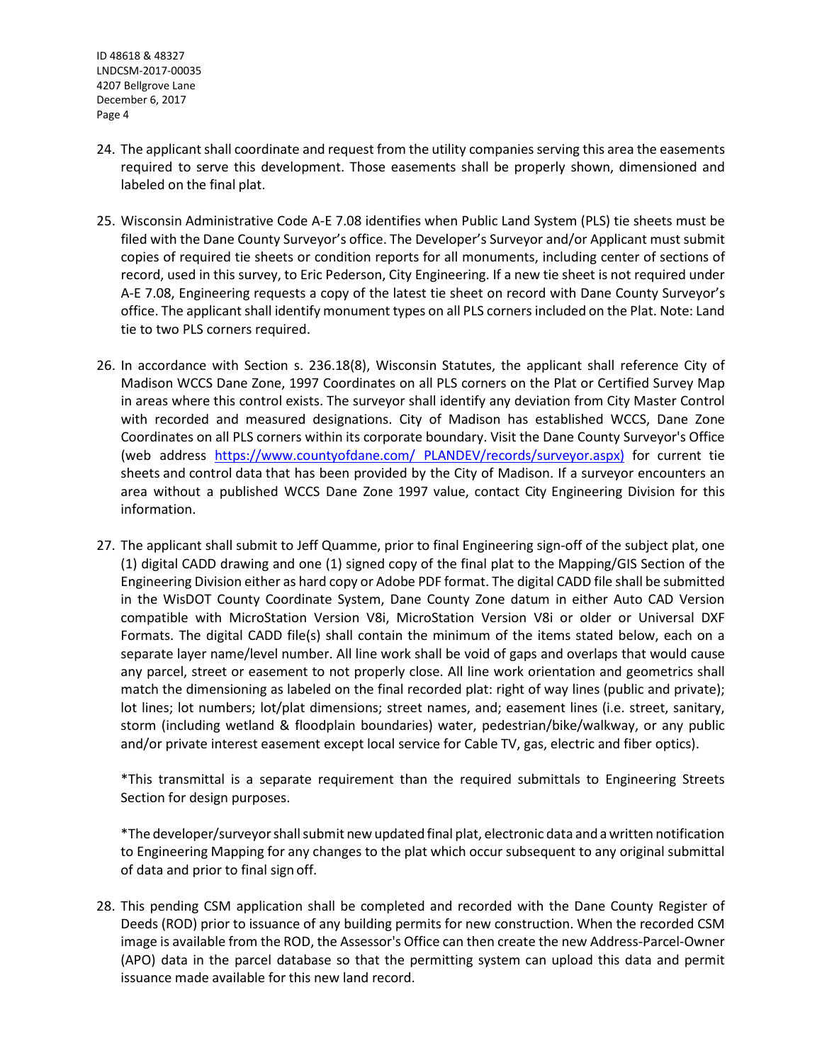24. The applicant shall coordinate and request from the utility companies serving this area the easements required to serve this development. Those easements shall be properly shown, dimensioned and labeled on the final plat.

25. Wisconsin Administrative Code A-E 7.08 identifies when Public Land System (PLS) tie sheets must be filed with the Dane County Surveyor's office. The Developer's Surveyor and/or Applicant must submit copies of required tie sheets or condition reports for all monuments, including center of sections of record, used in this survey, to Eric Pederson, City Engineering. If a new tie sheet is not required under A-E 7.08, Engineering requests a copy of the latest tie sheet on record with Dane County Surveyor's office. The applicant shall identify monument types on all PLS corners included on the Plat. Note: Land tie to two PLS corners required.

26. In accordance with Section s. 236.18(8), Wisconsin Statutes, the applicant shall reference City of Madison WCCS Dane Zone, 1997 Coordinates on all PLS corners on the Plat or Certified Survey Map in areas where this control exists. The surveyor shall identify any deviation from City Master Control with recorded and measured designations. City of Madison has established WCCS, Dane Zone Coordinates on all PLS corners within its corporate boundary. Visit the Dane County Surveyor's Office (web address https://www.countyofdane.com/ PLANDEV/records/surveyor.aspx) for current tie sheets and control data that has been provided by the City of Madison. If a surveyor encounters an area without a published WCCS Dane Zone 1997 value, contact City Engineering Division for this information.

27. The applicant shall submit to Jeff Quamme, prior to final Engineering sign-off of the subject plat, one (1) digital CADD drawing and one (1) signed copy of the final plat to the Mapping/GIS Section of the Engineering Division either as hard copy or Adobe PDF format. The digital CADD file shall be submitted in the WisDOT County Coordinate System, Dane County Zone datum in either Auto CAD Version compatible with MicroStation Version V8i, MicroStation Version V8i or older or Universal DXF Formats. The digital CADD file(s) shall contain the minimum of the items stated below, each on a separate layer name/level number. All line work shall be void of gaps and overlaps that would cause any parcel, street or easement to not properly close. All line work orientation and geometrics shall match the dimensioning as labeled on the final recorded plat: right of way lines (public and private); lot lines; lot numbers; lot/plat dimensions; street names, and; easement lines (i.e. street, sanitary, storm (including wetland & floodplain boundaries) water, pedestrian/bike/walkway, or any public and/or private interest easement except local service for Cable TV, gas, electric and fiber optics).

   *This transmittal is a separate requirement than the required submittals to Engineering Streets Section for design purposes.

   *The developer/surveyor shall submit new updated final plat, electronic data and a written notification to Engineering Mapping for any changes to the plat which occur subsequent to any original submittal of data and prior to final sign off.

28. This pending CSM application shall be completed and recorded with the Dane County Register of Deeds (ROD) prior to issuance of any building permits for new construction. When the recorded CSM image is available from the ROD, the Assessor's Office can then create the new Address-Parcel-Owner (APO) data in the parcel database so that the permitting system can upload this data and permit issuance made available for this new land record.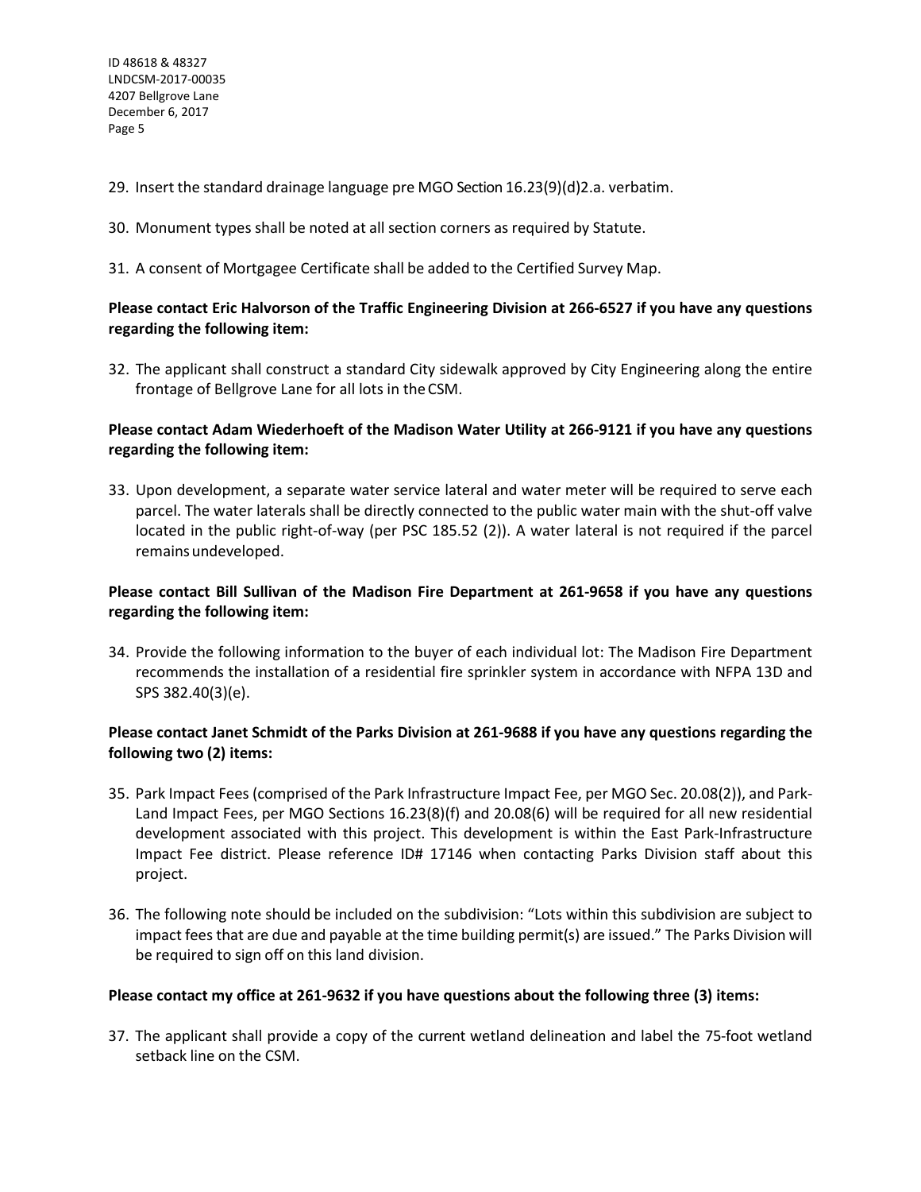29. Insert the standard drainage language pre MGO Section 16.23(9)(d)2.a. verbatim.

30. Monument types shall be noted at all section corners as required by Statute.

31. A consent of Mortgagee Certificate shall be added to the Certified Survey Map.

**Please contact Eric Halvorson of the Traffic Engineering Division at 266-6527 if you have any questions regarding the following item:**

32. The applicant shall construct a standard City sidewalk approved by City Engineering along the entire frontage of Bellgrove Lane for all lots in the CSM.

**Please contact Adam Wiederhoeft of the Madison Water Utility at 266-9121 if you have any questions regarding the following item:**

33. Upon development, a separate water service lateral and water meter will be required to serve each parcel. The water laterals shall be directly connected to the public water main with the shut-off valve located in the public right-of-way (per PSC 185.52 (2)). A water lateral is not required if the parcel remains undeveloped.

**Please contact Bill Sullivan of the Madison Fire Department at 261-9658 if you have any questions regarding the following item:**

34. Provide the following information to the buyer of each individual lot: The Madison Fire Department recommends the installation of a residential fire sprinkler system in accordance with NFPA 13D and SPS 382.40(3)(e).

**Please contact Janet Schmidt of the Parks Division at 261-9688 if you have any questions regarding the following two (2) items:**

35. Park Impact Fees (comprised of the Park Infrastructure Impact Fee, per MGO Sec. 20.08(2)), and Park-Land Impact Fees, per MGO Sections 16.23(8)(f) and 20.08(6) will be required for all new residential development associated with this project. This development is within the East Park-Infrastructure Impact Fee district. Please reference ID# 17146 when contacting Parks Division staff about this project.

36. The following note should be included on the subdivision: "Lots within this subdivision are subject to impact fees that are due and payable at the time building permit(s) are issued." The Parks Division will be required to sign off on this land division.

**Please contact my office at 261-9632 if you have questions about the following three (3) items:**

37. The applicant shall provide a copy of the current wetland delineation and label the 75-foot wetland setback line on the CSM.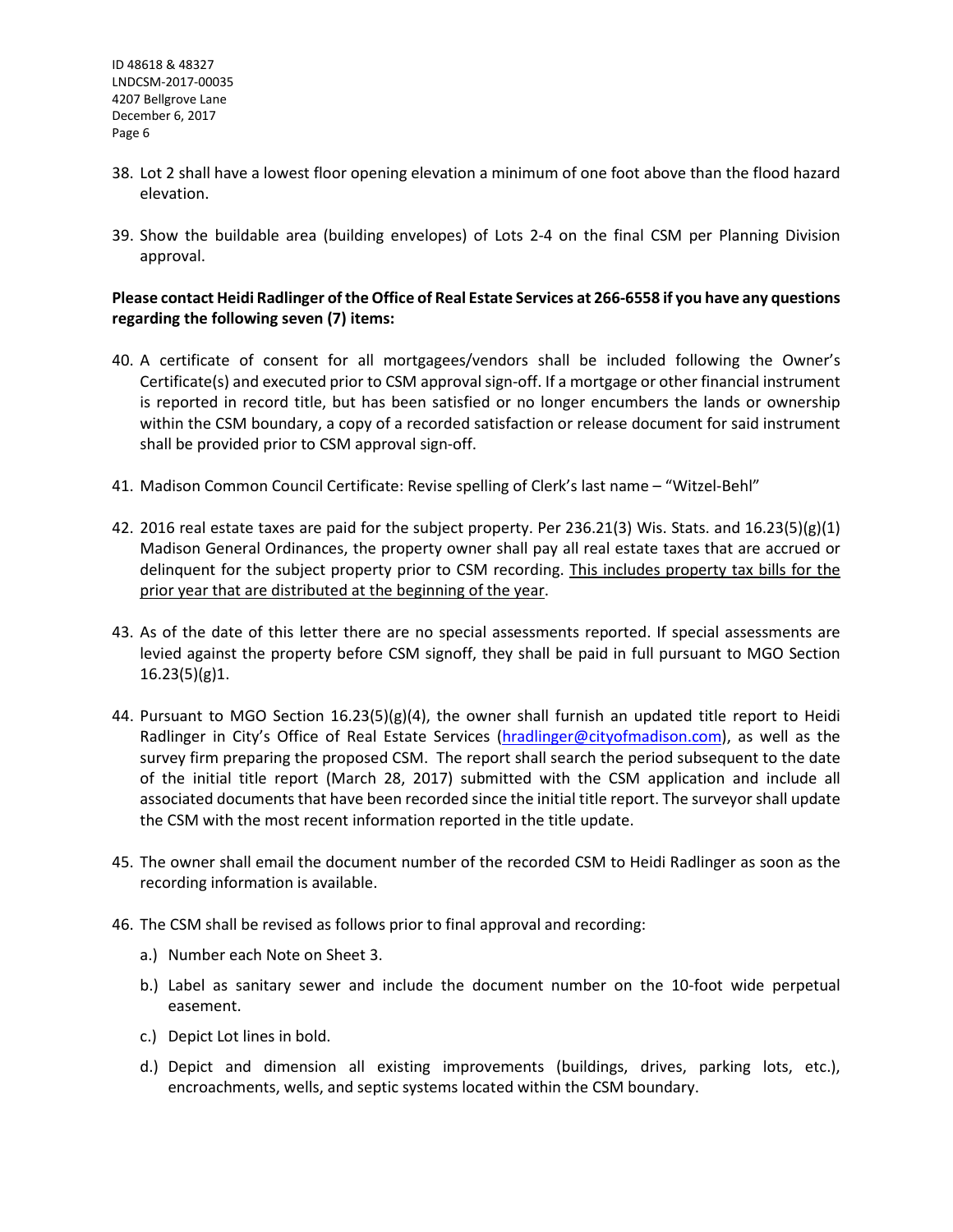38. Lot 2 shall have a lowest floor opening elevation a minimum of one foot above than the flood hazard elevation.

39. Show the buildable area (building envelopes) of Lots 2-4 on the final CSM per Planning Division approval.

**Please contact Heidi Radlinger of the Office of Real Estate Services at 266-6558 if you have any questions regarding the following seven (7) items:**

40. A certificate of consent for all mortgagees/vendors shall be included following the Owner's Certificate(s) and executed prior to CSM approval sign-off. If a mortgage or other financial instrument is reported in record title, but has been satisfied or no longer encumbers the lands or ownership within the CSM boundary, a copy of a recorded satisfaction or release document for said instrument shall be provided prior to CSM approval sign-off.

41. Madison Common Council Certificate: Revise spelling of Clerk's last name – "Witzel-Behl"

42. 2016 real estate taxes are paid for the subject property. Per 236.21(3) Wis. Stats. and 16.23(5)(g)(1) Madison General Ordinances, the property owner shall pay all real estate taxes that are accrued or delinquent for the subject property prior to CSM recording. <u>This includes property tax bills for the prior year that are distributed at the beginning of the year</u>.

43. As of the date of this letter there are no special assessments reported. If special assessments are levied against the property before CSM signoff, they shall be paid in full pursuant to MGO Section 16.23(5)(g)1.

44. Pursuant to MGO Section 16.23(5)(g)(4), the owner shall furnish an updated title report to Heidi Radlinger in City's Office of Real Estate Services (hradlinger@cityofmadison.com), as well as the survey firm preparing the proposed CSM. The report shall search the period subsequent to the date of the initial title report (March 28, 2017) submitted with the CSM application and include all associated documents that have been recorded since the initial title report. The surveyor shall update the CSM with the most recent information reported in the title update.

45. The owner shall email the document number of the recorded CSM to Heidi Radlinger as soon as the recording information is available.

46. The CSM shall be revised as follows prior to final approval and recording:

    a.) Number each Note on Sheet 3.

    b.) Label as sanitary sewer and include the document number on the 10-foot wide perpetual easement.

    c.) Depict Lot lines in bold.

    d.) Depict and dimension all existing improvements (buildings, drives, parking lots, etc.), encroachments, wells, and septic systems located within the CSM boundary.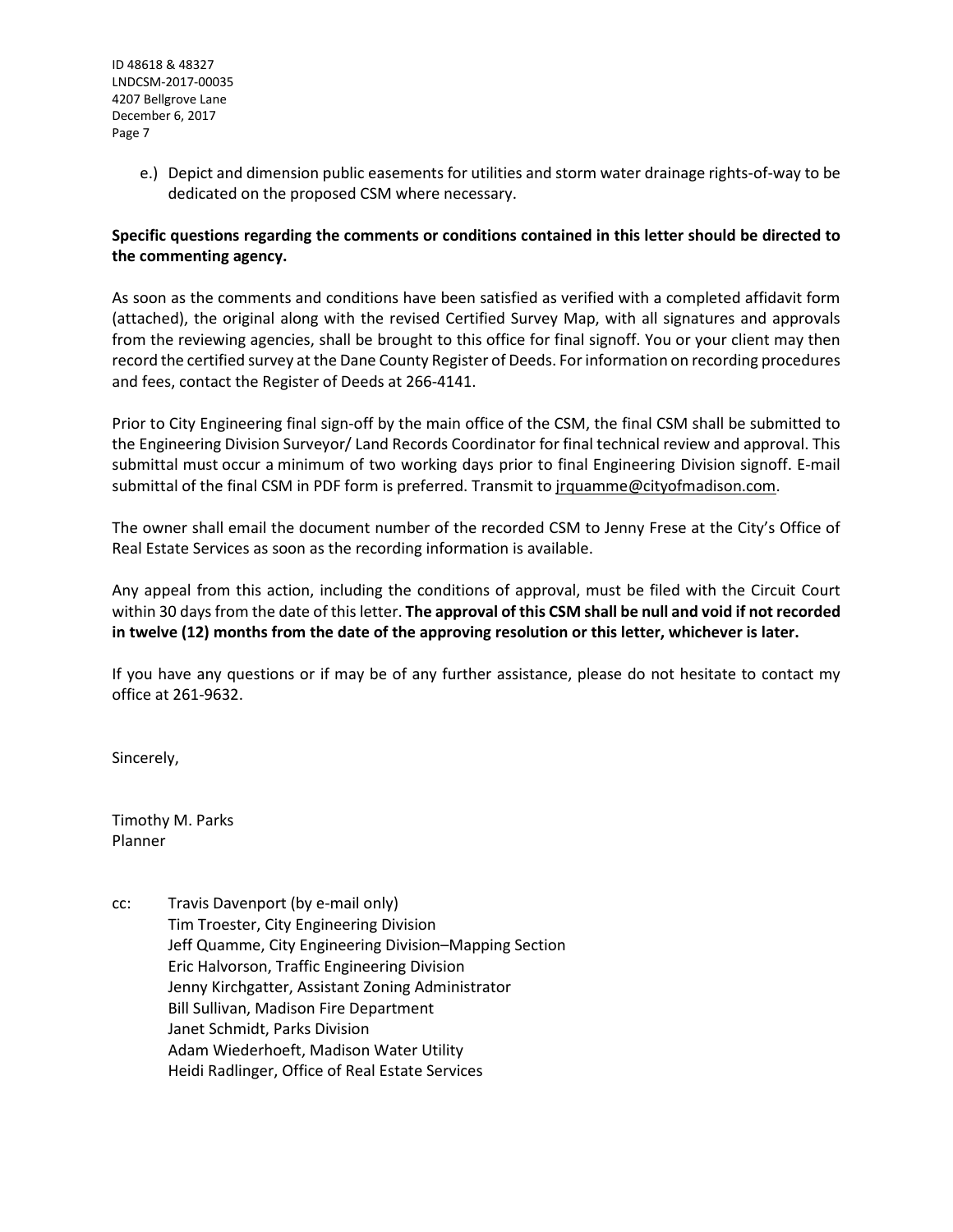e.) Depict and dimension public easements for utilities and storm water drainage rights-of-way to be dedicated on the proposed CSM where necessary.

**Specific questions regarding the comments or conditions contained in this letter should be directed to the commenting agency.**

As soon as the comments and conditions have been satisfied as verified with a completed affidavit form (attached), the original along with the revised Certified Survey Map, with all signatures and approvals from the reviewing agencies, shall be brought to this office for final signoff. You or your client may then record the certified survey at the Dane County Register of Deeds. For information on recording procedures and fees, contact the Register of Deeds at 266-4141.

Prior to City Engineering final sign-off by the main office of the CSM, the final CSM shall be submitted to the Engineering Division Surveyor/ Land Records Coordinator for final technical review and approval. This submittal must occur a minimum of two working days prior to final Engineering Division signoff. E-mail submittal of the final CSM in PDF form is preferred. Transmit to jrquamme@cityofmadison.com.

The owner shall email the document number of the recorded CSM to Jenny Frese at the City's Office of Real Estate Services as soon as the recording information is available.

Any appeal from this action, including the conditions of approval, must be filed with the Circuit Court within 30 days from the date of this letter. **The approval of this CSM shall be null and void if not recorded in twelve (12) months from the date of the approving resolution or this letter, whichever is later.**

If you have any questions or if may be of any further assistance, please do not hesitate to contact my office at 261-9632.

Sincerely,

Timothy M. Parks
Planner

cc: Travis Davenport (by e-mail only)
Tim Troester, City Engineering Division
Jeff Quamme, City Engineering Division–Mapping Section
Eric Halvorson, Traffic Engineering Division
Jenny Kirchgatter, Assistant Zoning Administrator
Bill Sullivan, Madison Fire Department
Janet Schmidt, Parks Division
Adam Wiederhoeft, Madison Water Utility
Heidi Radlinger, Office of Real Estate Services